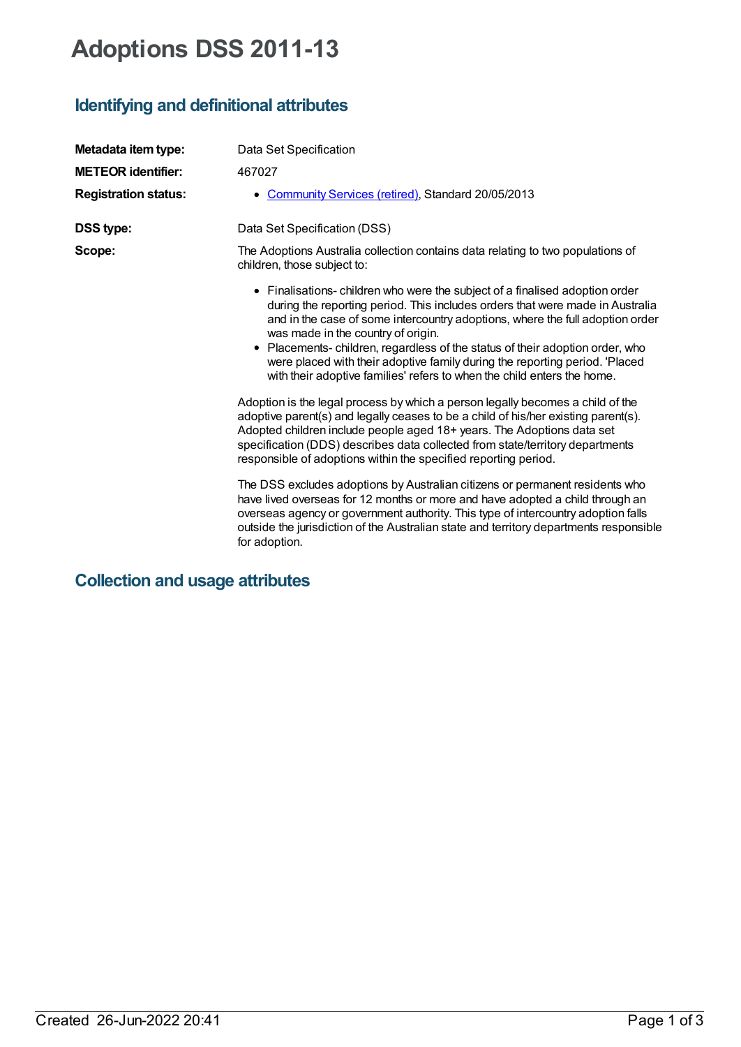# Adoptions DSS 2011-13

## Identifying and definitional attributes

| | |
|---|---|
| **Metadata item type:** | Data Set Specification |
| **METEOR identifier:** | 467027 |
| **Registration status:** | • Community Services (retired), Standard 20/05/2013 |
| **DSS type:** | Data Set Specification (DSS) |

**Scope:**

The Adoptions Australia collection contains data relating to two populations of children, those subject to:

- Finalisations- children who were the subject of a finalised adoption order during the reporting period. This includes orders that were made in Australia and in the case of some intercountry adoptions, where the full adoption order was made in the country of origin.
- Placements- children, regardless of the status of their adoption order, who were placed with their adoptive family during the reporting period. 'Placed with their adoptive families' refers to when the child enters the home.

Adoption is the legal process by which a person legally becomes a child of the adoptive parent(s) and legally ceases to be a child of his/her existing parent(s). Adopted children include people aged 18+ years. The Adoptions data set specification (DDS) describes data collected from state/territory departments responsible of adoptions within the specified reporting period.

The DSS excludes adoptions by Australian citizens or permanent residents who have lived overseas for 12 months or more and have adopted a child through an overseas agency or government authority. This type of intercountry adoption falls outside the jurisdiction of the Australian state and territory departments responsible for adoption.

## Collection and usage attributes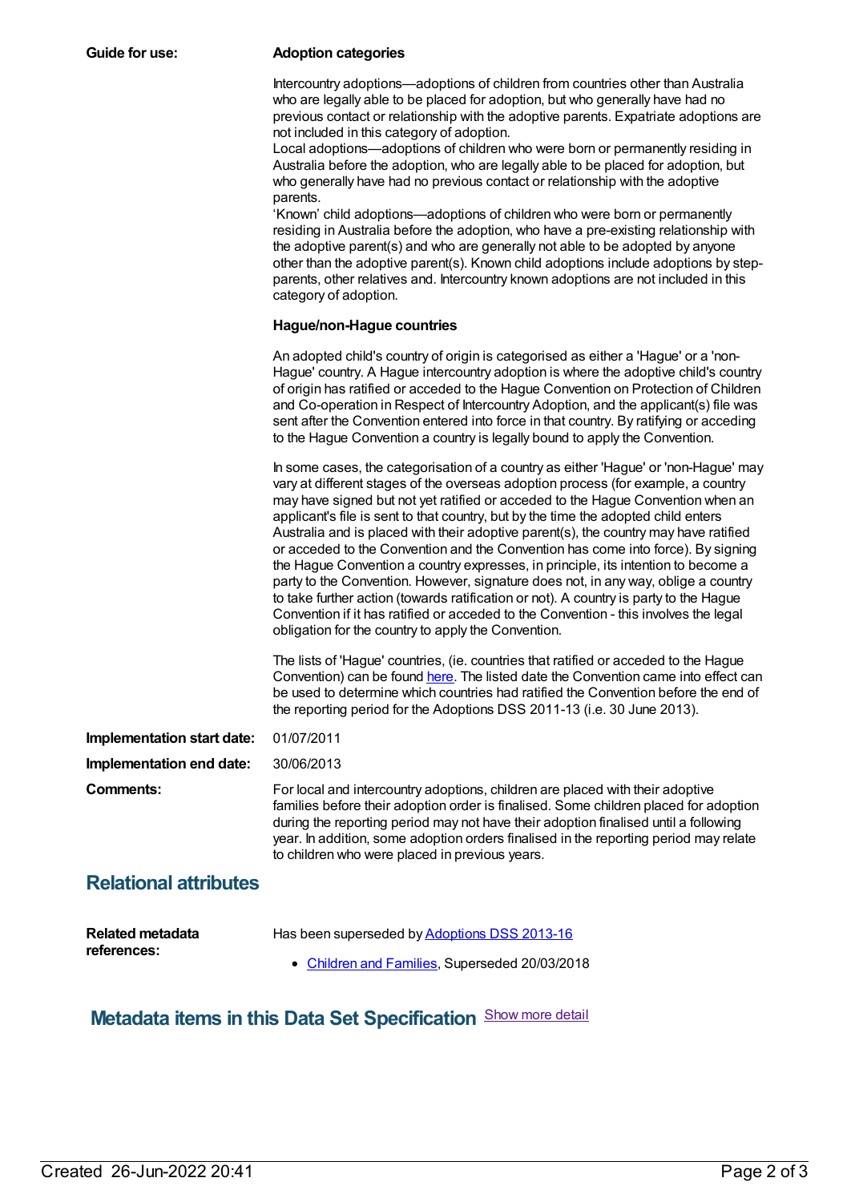**Guide for use:**

**Adoption categories**

Intercountry adoptions—adoptions of children from countries other than Australia who are legally able to be placed for adoption, but who generally have had no previous contact or relationship with the adoptive parents. Expatriate adoptions are not included in this category of adoption.

Local adoptions—adoptions of children who were born or permanently residing in Australia before the adoption, who are legally able to be placed for adoption, but who generally have had no previous contact or relationship with the adoptive parents.

'Known' child adoptions—adoptions of children who were born or permanently residing in Australia before the adoption, who have a pre-existing relationship with the adoptive parent(s) and who are generally not able to be adopted by anyone other than the adoptive parent(s). Known child adoptions include adoptions by step-parents, other relatives and. Intercountry known adoptions are not included in this category of adoption.

**Hague/non-Hague countries**

An adopted child's country of origin is categorised as either a 'Hague' or a 'non-Hague' country. A Hague intercountry adoption is where the adoptive child's country of origin has ratified or acceded to the Hague Convention on Protection of Children and Co-operation in Respect of Intercountry Adoption, and the applicant(s) file was sent after the Convention entered into force in that country. By ratifying or acceding to the Hague Convention a country is legally bound to apply the Convention.

In some cases, the categorisation of a country as either 'Hague' or 'non-Hague' may vary at different stages of the overseas adoption process (for example, a country may have signed but not yet ratified or acceded to the Hague Convention when an applicant's file is sent to that country, but by the time the adopted child enters Australia and is placed with their adoptive parent(s), the country may have ratified or acceded to the Convention and the Convention has come into force). By signing the Hague Convention a country expresses, in principle, its intention to become a party to the Convention. However, signature does not, in any way, oblige a country to take further action (towards ratification or not). A country is party to the Hague Convention if it has ratified or acceded to the Convention - this involves the legal obligation for the country to apply the Convention.

The lists of 'Hague' countries, (ie. countries that ratified or acceded to the Hague Convention) can be found here. The listed date the Convention came into effect can be used to determine which countries had ratified the Convention before the end of the reporting period for the Adoptions DSS 2011-13 (i.e. 30 June 2013).

**Implementation start date:** 01/07/2011

**Implementation end date:** 30/06/2013

**Comments:** For local and intercountry adoptions, children are placed with their adoptive families before their adoption order is finalised. Some children placed for adoption during the reporting period may not have their adoption finalised until a following year. In addition, some adoption orders finalised in the reporting period may relate to children who were placed in previous years.

## Relational attributes

**Related metadata references:** Has been superseded by Adoptions DSS 2013-16

- Children and Families, Superseded 20/03/2018

## Metadata items in this Data Set Specification

Show more detail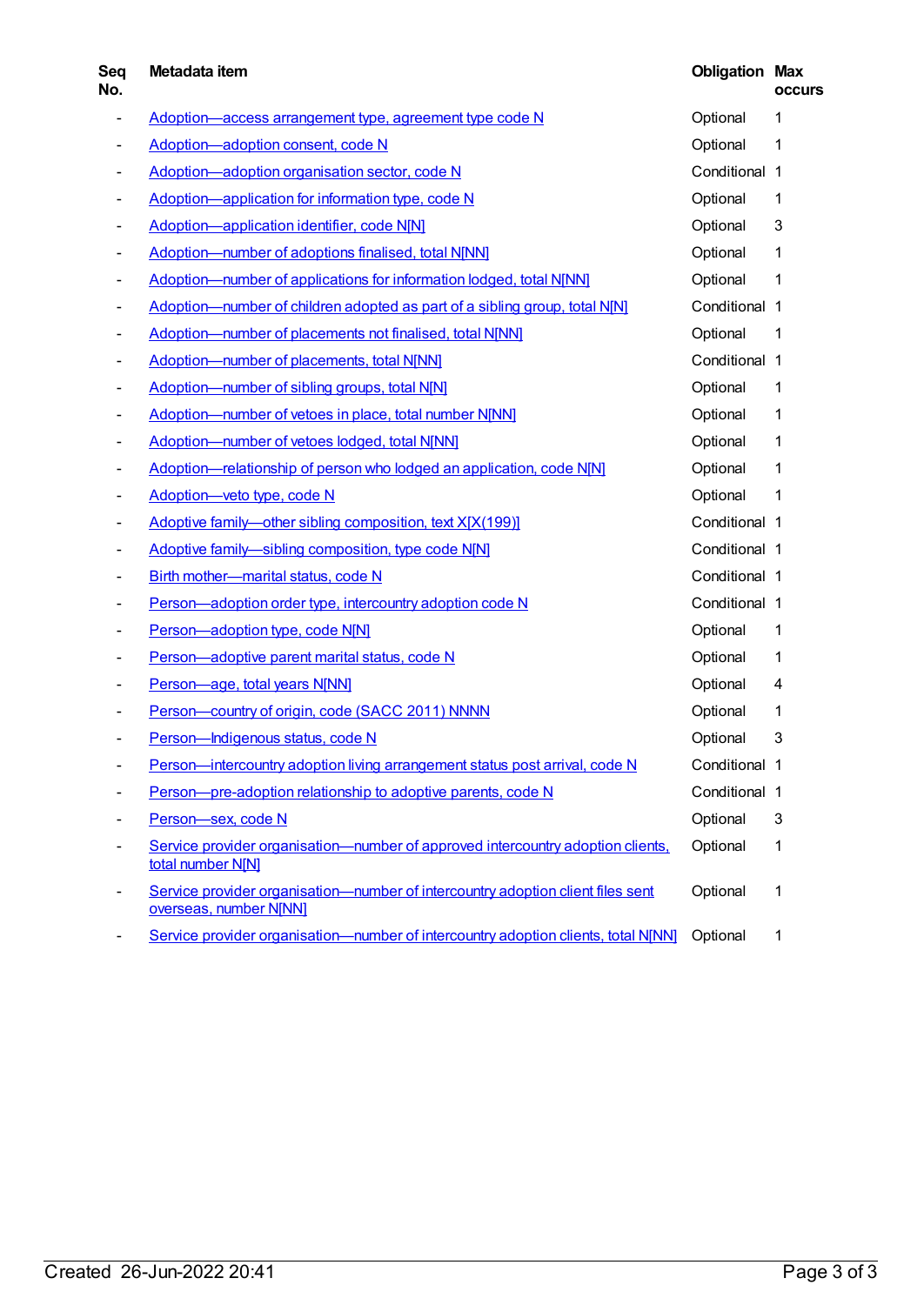| Seq No. | Metadata item | Obligation | Max occurs |
|---|---|---|---|
| - | Adoption—access arrangement type, agreement type code N | Optional | 1 |
| - | Adoption—adoption consent, code N | Optional | 1 |
| - | Adoption—adoption organisation sector, code N | Conditional | 1 |
| - | Adoption—application for information type, code N | Optional | 1 |
| - | Adoption—application identifier, code N[N] | Optional | 3 |
| - | Adoption—number of adoptions finalised, total N[NN] | Optional | 1 |
| - | Adoption—number of applications for information lodged, total N[NN] | Optional | 1 |
| - | Adoption—number of children adopted as part of a sibling group, total N[N] | Conditional | 1 |
| - | Adoption—number of placements not finalised, total N[NN] | Optional | 1 |
| - | Adoption—number of placements, total N[NN] | Conditional | 1 |
| - | Adoption—number of sibling groups, total N[N] | Optional | 1 |
| - | Adoption—number of vetoes in place, total number N[NN] | Optional | 1 |
| - | Adoption—number of vetoes lodged, total N[NN] | Optional | 1 |
| - | Adoption—relationship of person who lodged an application, code N[N] | Optional | 1 |
| - | Adoption—veto type, code N | Optional | 1 |
| - | Adoptive family—other sibling composition, text X[X(199)] | Conditional | 1 |
| - | Adoptive family—sibling composition, type code N[N] | Conditional | 1 |
| - | Birth mother—marital status, code N | Conditional | 1 |
| - | Person—adoption order type, intercountry adoption code N | Conditional | 1 |
| - | Person—adoption type, code N[N] | Optional | 1 |
| - | Person—adoptive parent marital status, code N | Optional | 1 |
| - | Person—age, total years N[NN] | Optional | 4 |
| - | Person—country of origin, code (SACC 2011) NNNN | Optional | 1 |
| - | Person—Indigenous status, code N | Optional | 3 |
| - | Person—intercountry adoption living arrangement status post arrival, code N | Conditional | 1 |
| - | Person—pre-adoption relationship to adoptive parents, code N | Conditional | 1 |
| - | Person—sex, code N | Optional | 3 |
| - | Service provider organisation—number of approved intercountry adoption clients, total number N[N] | Optional | 1 |
| - | Service provider organisation—number of intercountry adoption client files sent overseas, number N[NN] | Optional | 1 |
| - | Service provider organisation—number of intercountry adoption clients, total N[NN] | Optional | 1 |

Created 26-Jun-2022 20:41